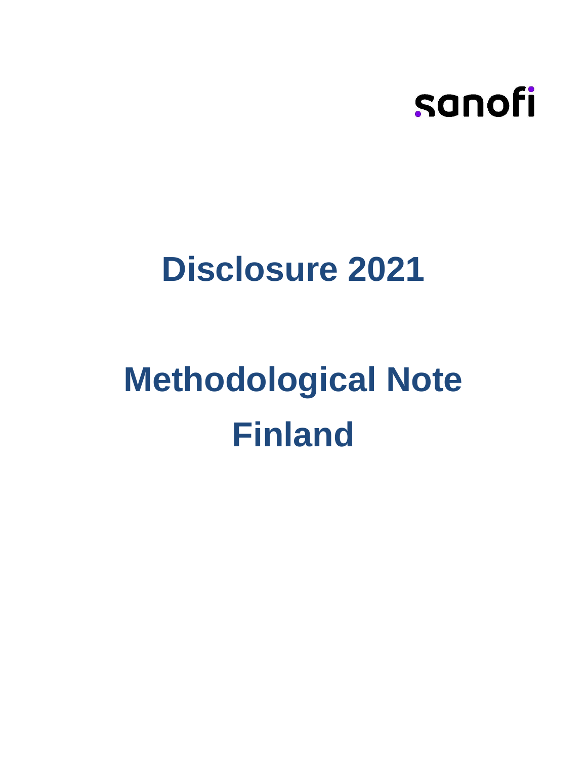sanofi

# Disclosure 2021

# Methodological Note
# Finland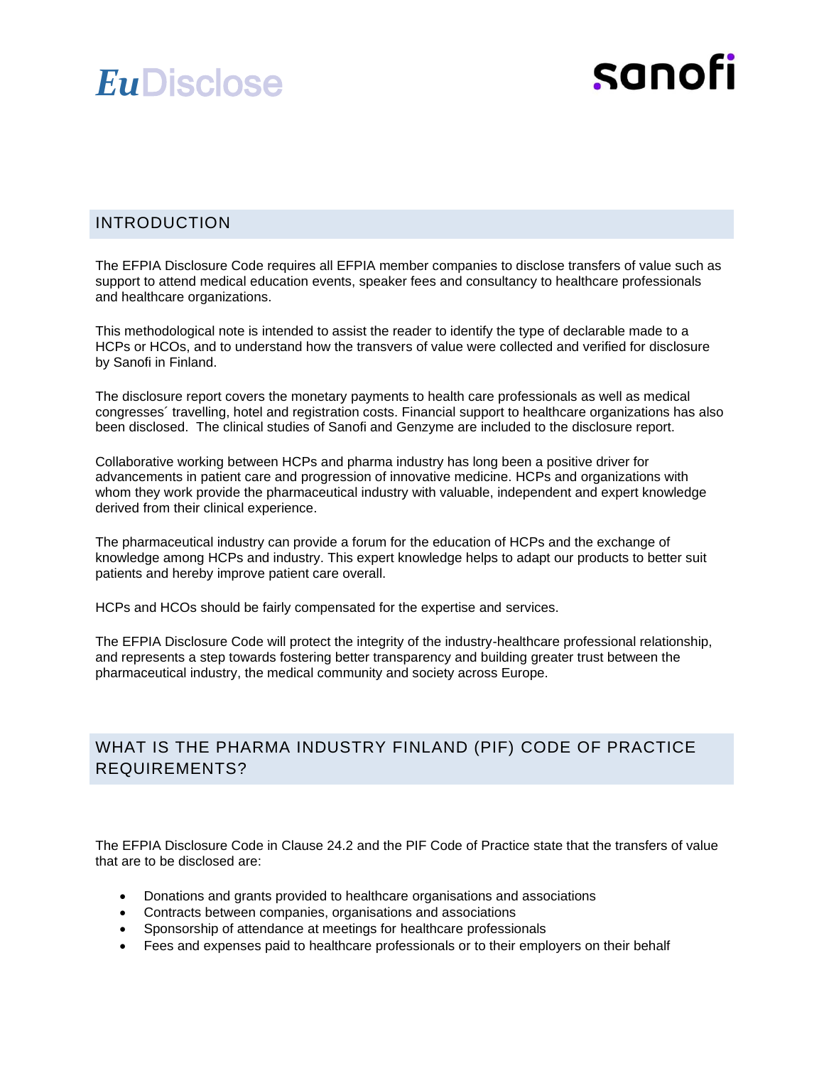## INTRODUCTION

The EFPIA Disclosure Code requires all EFPIA member companies to disclose transfers of value such as support to attend medical education events, speaker fees and consultancy to healthcare professionals and healthcare organizations.

This methodological note is intended to assist the reader to identify the type of declarable made to a HCPs or HCOs, and to understand how the transvers of value were collected and verified for disclosure by Sanofi in Finland.

The disclosure report covers the monetary payments to health care professionals as well as medical congresses´ travelling, hotel and registration costs. Financial support to healthcare organizations has also been disclosed. The clinical studies of Sanofi and Genzyme are included to the disclosure report.

Collaborative working between HCPs and pharma industry has long been a positive driver for advancements in patient care and progression of innovative medicine. HCPs and organizations with whom they work provide the pharmaceutical industry with valuable, independent and expert knowledge derived from their clinical experience.

The pharmaceutical industry can provide a forum for the education of HCPs and the exchange of knowledge among HCPs and industry. This expert knowledge helps to adapt our products to better suit patients and hereby improve patient care overall.

HCPs and HCOs should be fairly compensated for the expertise and services.

The EFPIA Disclosure Code will protect the integrity of the industry-healthcare professional relationship, and represents a step towards fostering better transparency and building greater trust between the pharmaceutical industry, the medical community and society across Europe.

## WHAT IS THE PHARMA INDUSTRY FINLAND (PIF) CODE OF PRACTICE REQUIREMENTS?

The EFPIA Disclosure Code in Clause 24.2 and the PIF Code of Practice state that the transfers of value that are to be disclosed are:

- Donations and grants provided to healthcare organisations and associations
- Contracts between companies, organisations and associations
- Sponsorship of attendance at meetings for healthcare professionals
- Fees and expenses paid to healthcare professionals or to their employers on their behalf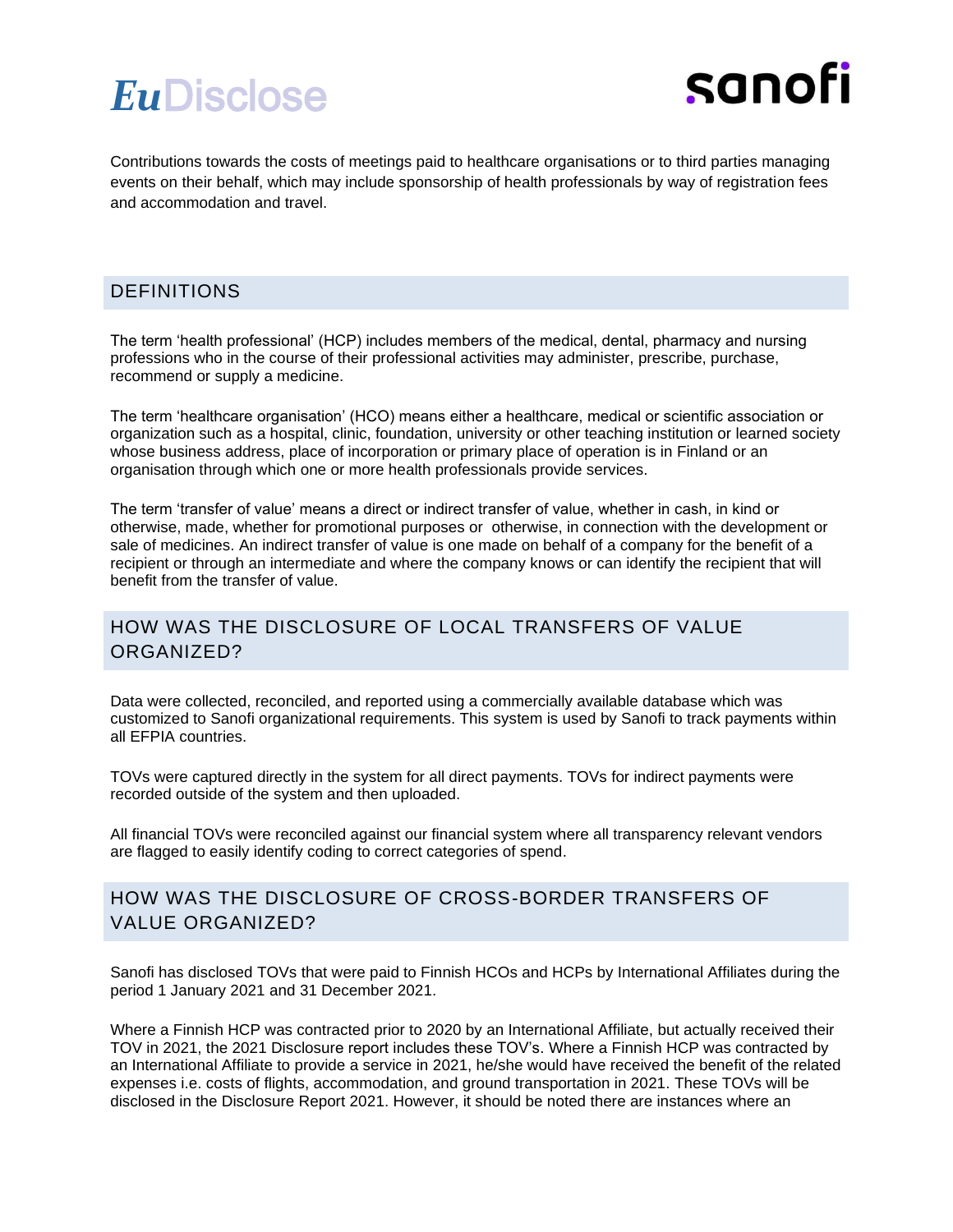Contributions towards the costs of meetings paid to healthcare organisations or to third parties managing events on their behalf, which may include sponsorship of health professionals by way of registration fees and accommodation and travel.

## DEFINITIONS

The term 'health professional' (HCP) includes members of the medical, dental, pharmacy and nursing professions who in the course of their professional activities may administer, prescribe, purchase, recommend or supply a medicine.

The term 'healthcare organisation' (HCO) means either a healthcare, medical or scientific association or organization such as a hospital, clinic, foundation, university or other teaching institution or learned society whose business address, place of incorporation or primary place of operation is in Finland or an organisation through which one or more health professionals provide services.

The term 'transfer of value' means a direct or indirect transfer of value, whether in cash, in kind or otherwise, made, whether for promotional purposes or otherwise, in connection with the development or sale of medicines. An indirect transfer of value is one made on behalf of a company for the benefit of a recipient or through an intermediate and where the company knows or can identify the recipient that will benefit from the transfer of value.

## HOW WAS THE DISCLOSURE OF LOCAL TRANSFERS OF VALUE ORGANIZED?

Data were collected, reconciled, and reported using a commercially available database which was customized to Sanofi organizational requirements. This system is used by Sanofi to track payments within all EFPIA countries.

TOVs were captured directly in the system for all direct payments. TOVs for indirect payments were recorded outside of the system and then uploaded.

All financial TOVs were reconciled against our financial system where all transparency relevant vendors are flagged to easily identify coding to correct categories of spend.

## HOW WAS THE DISCLOSURE OF CROSS-BORDER TRANSFERS OF VALUE ORGANIZED?

Sanofi has disclosed TOVs that were paid to Finnish HCOs and HCPs by International Affiliates during the period 1 January 2021 and 31 December 2021.

Where a Finnish HCP was contracted prior to 2020 by an International Affiliate, but actually received their TOV in 2021, the 2021 Disclosure report includes these TOV's. Where a Finnish HCP was contracted by an International Affiliate to provide a service in 2021, he/she would have received the benefit of the related expenses i.e. costs of flights, accommodation, and ground transportation in 2021. These TOVs will be disclosed in the Disclosure Report 2021. However, it should be noted there are instances where an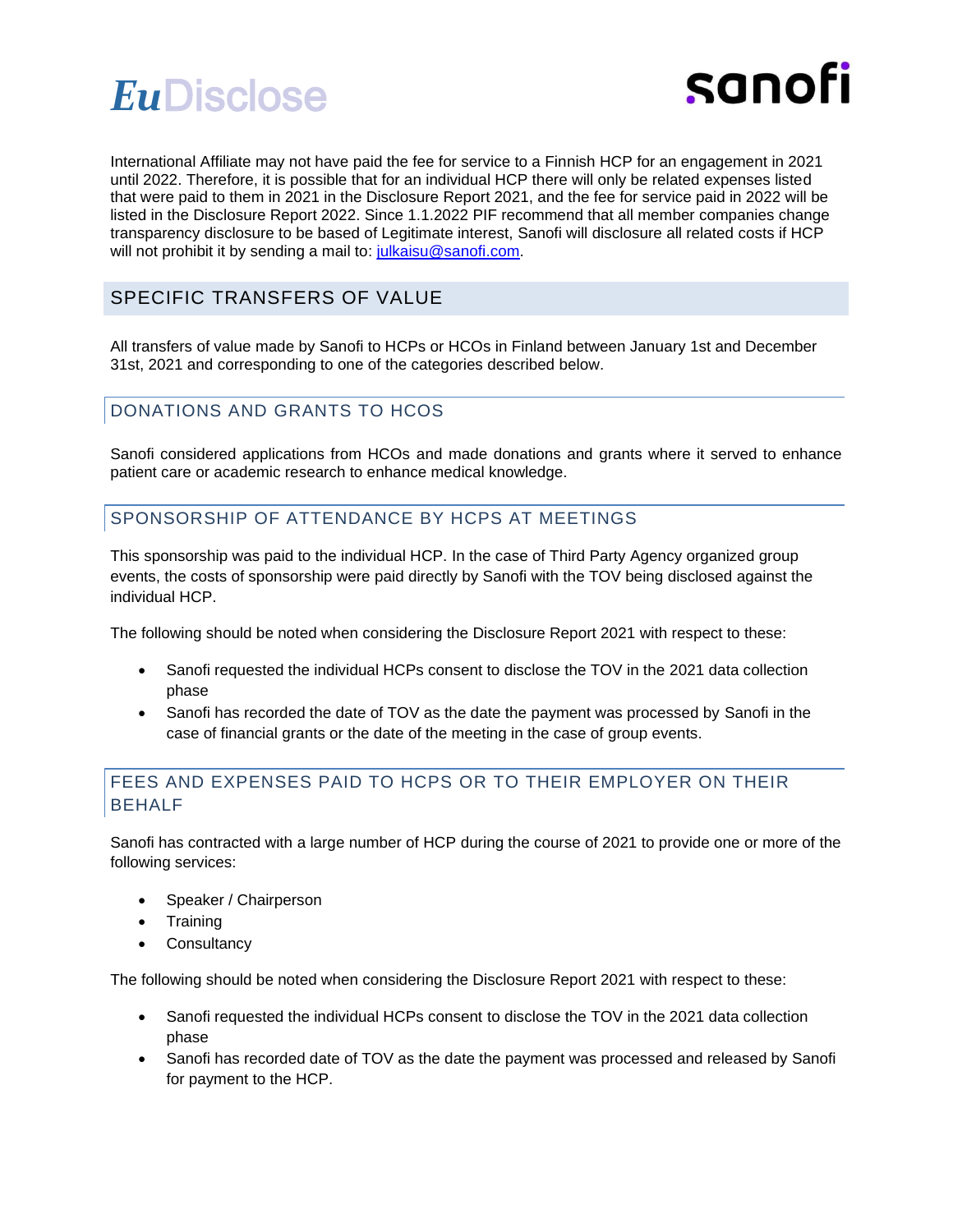International Affiliate may not have paid the fee for service to a Finnish HCP for an engagement in 2021 until 2022. Therefore, it is possible that for an individual HCP there will only be related expenses listed that were paid to them in 2021 in the Disclosure Report 2021, and the fee for service paid in 2022 will be listed in the Disclosure Report 2022. Since 1.1.2022 PIF recommend that all member companies change transparency disclosure to be based of Legitimate interest, Sanofi will disclosure all related costs if HCP will not prohibit it by sending a mail to: julkaisu@sanofi.com.

## SPECIFIC TRANSFERS OF VALUE

All transfers of value made by Sanofi to HCPs or HCOs in Finland between January 1st and December 31st, 2021 and corresponding to one of the categories described below.

### DONATIONS AND GRANTS TO HCOS

Sanofi considered applications from HCOs and made donations and grants where it served to enhance patient care or academic research to enhance medical knowledge.

### SPONSORSHIP OF ATTENDANCE BY HCPS AT MEETINGS

This sponsorship was paid to the individual HCP. In the case of Third Party Agency organized group events, the costs of sponsorship were paid directly by Sanofi with the TOV being disclosed against the individual HCP.

The following should be noted when considering the Disclosure Report 2021 with respect to these:

- Sanofi requested the individual HCPs consent to disclose the TOV in the 2021 data collection phase
- Sanofi has recorded the date of TOV as the date the payment was processed by Sanofi in the case of financial grants or the date of the meeting in the case of group events.

### FEES AND EXPENSES PAID TO HCPS OR TO THEIR EMPLOYER ON THEIR BEHALF

Sanofi has contracted with a large number of HCP during the course of 2021 to provide one or more of the following services:

- Speaker / Chairperson
- Training
- Consultancy

The following should be noted when considering the Disclosure Report 2021 with respect to these:

- Sanofi requested the individual HCPs consent to disclose the TOV in the 2021 data collection phase
- Sanofi has recorded date of TOV as the date the payment was processed and released by Sanofi for payment to the HCP.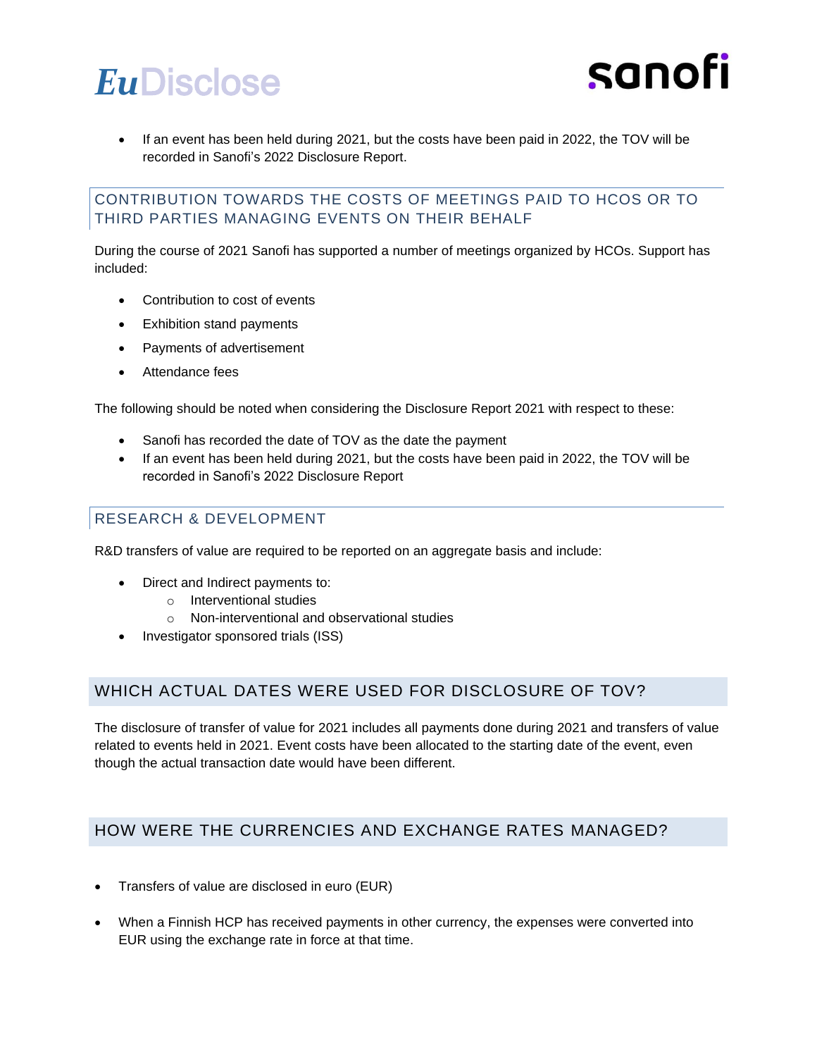- If an event has been held during 2021, but the costs have been paid in 2022, the TOV will be recorded in Sanofi's 2022 Disclosure Report.

## CONTRIBUTION TOWARDS THE COSTS OF MEETINGS PAID TO HCOS OR TO THIRD PARTIES MANAGING EVENTS ON THEIR BEHALF

During the course of 2021 Sanofi has supported a number of meetings organized by HCOs. Support has included:

- Contribution to cost of events
- Exhibition stand payments
- Payments of advertisement
- Attendance fees

The following should be noted when considering the Disclosure Report 2021 with respect to these:

- Sanofi has recorded the date of TOV as the date the payment
- If an event has been held during 2021, but the costs have been paid in 2022, the TOV will be recorded in Sanofi's 2022 Disclosure Report

## RESEARCH & DEVELOPMENT

R&D transfers of value are required to be reported on an aggregate basis and include:

- Direct and Indirect payments to:
  - Interventional studies
  - Non-interventional and observational studies
- Investigator sponsored trials (ISS)

## WHICH ACTUAL DATES WERE USED FOR DISCLOSURE OF TOV?

The disclosure of transfer of value for 2021 includes all payments done during 2021 and transfers of value related to events held in 2021. Event costs have been allocated to the starting date of the event, even though the actual transaction date would have been different.

## HOW WERE THE CURRENCIES AND EXCHANGE RATES MANAGED?

- Transfers of value are disclosed in euro (EUR)
- When a Finnish HCP has received payments in other currency, the expenses were converted into EUR using the exchange rate in force at that time.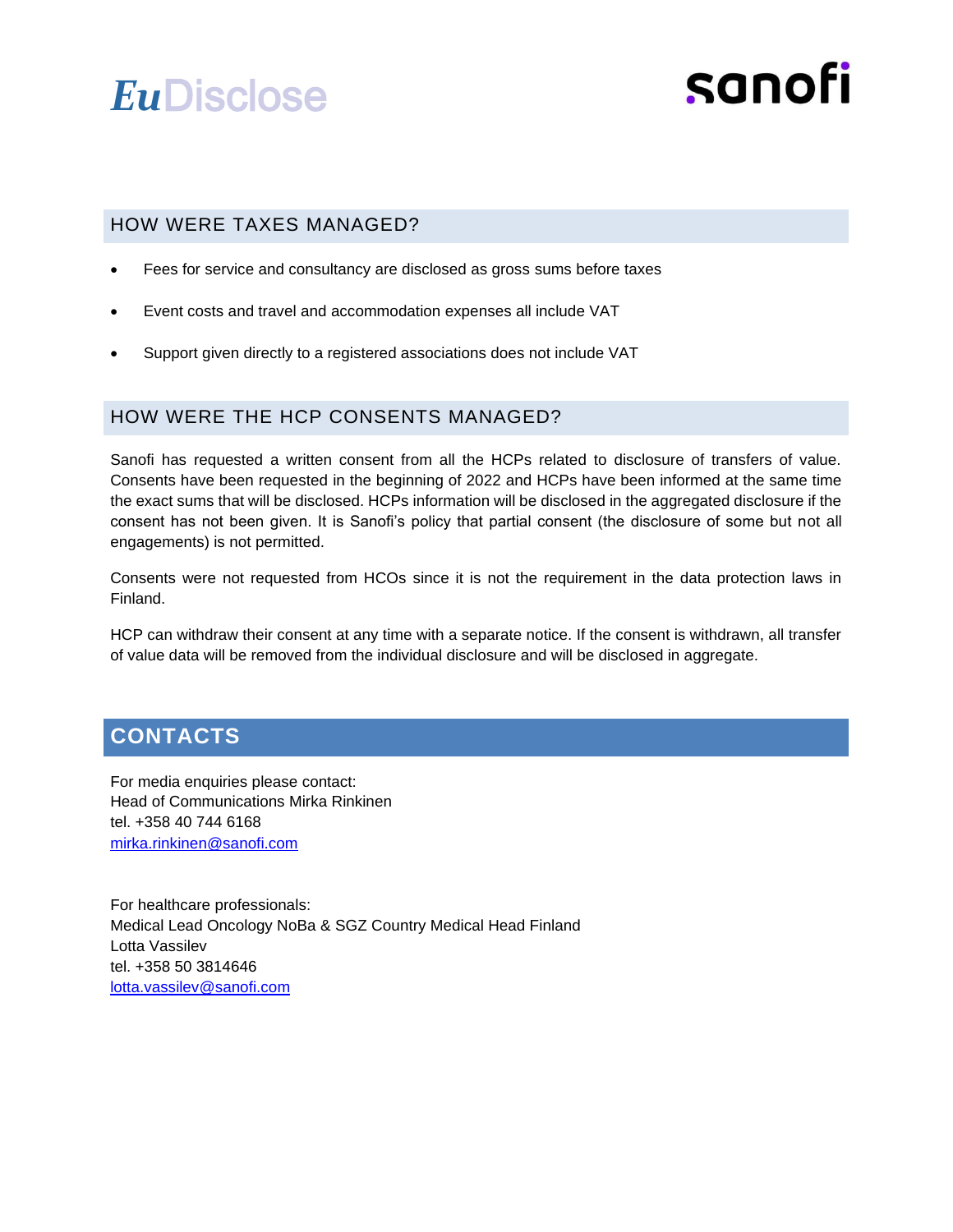## HOW WERE TAXES MANAGED?

- Fees for service and consultancy are disclosed as gross sums before taxes
- Event costs and travel and accommodation expenses all include VAT
- Support given directly to a registered associations does not include VAT

## HOW WERE THE HCP CONSENTS MANAGED?

Sanofi has requested a written consent from all the HCPs related to disclosure of transfers of value. Consents have been requested in the beginning of 2022 and HCPs have been informed at the same time the exact sums that will be disclosed. HCPs information will be disclosed in the aggregated disclosure if the consent has not been given. It is Sanofi's policy that partial consent (the disclosure of some but not all engagements) is not permitted.

Consents were not requested from HCOs since it is not the requirement in the data protection laws in Finland.

HCP can withdraw their consent at any time with a separate notice. If the consent is withdrawn, all transfer of value data will be removed from the individual disclosure and will be disclosed in aggregate.

## CONTACTS

For media enquiries please contact:
Head of Communications Mirka Rinkinen
tel. +358 40 744 6168
mirka.rinkinen@sanofi.com

For healthcare professionals:
Medical Lead Oncology NoBa & SGZ Country Medical Head Finland
Lotta Vassilev
tel. +358 50 3814646
lotta.vassilev@sanofi.com